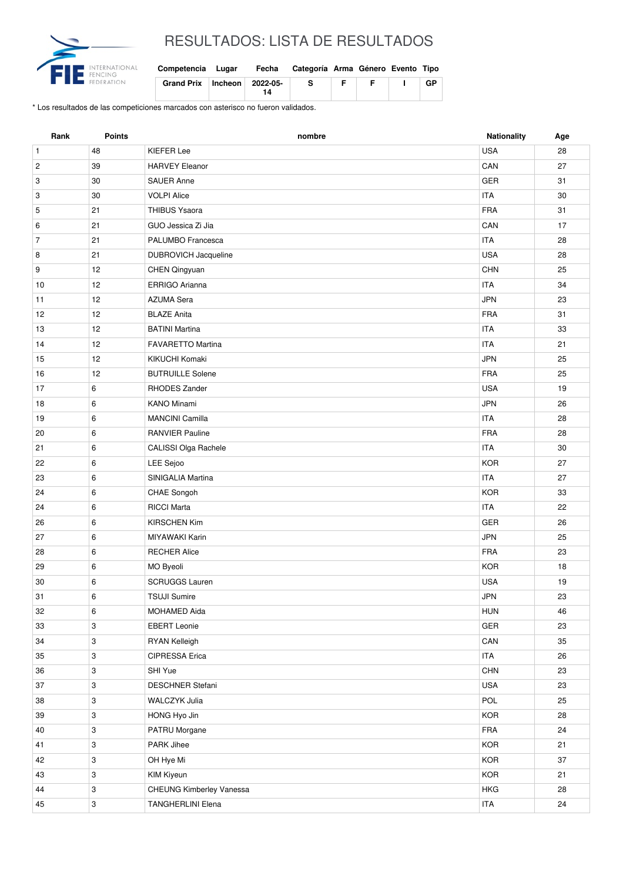# RESULTADOS: LISTA DE RESULTADOS

| Competencia | Lugar | Fecha | Categoría | Arma | Género | Evento | Tipo |
|---|---|---|---|---|---|---|---|
| **Grand Prix** | **Incheon** | **2022-05-14** | **S** | **F** | **F** | **I** | **GP** |

\* Los resultados de las competiciones marcados con asterisco no fueron validados.

| Rank | Points | nombre | Nationality | Age |
|---|---|---|---|---|
| 1 | 48 | KIEFER Lee | USA | 28 |
| 2 | 39 | HARVEY Eleanor | CAN | 27 |
| 3 | 30 | SAUER Anne | GER | 31 |
| 3 | 30 | VOLPI Alice | ITA | 30 |
| 5 | 21 | THIBUS Ysaora | FRA | 31 |
| 6 | 21 | GUO Jessica Zi Jia | CAN | 17 |
| 7 | 21 | PALUMBO Francesca | ITA | 28 |
| 8 | 21 | DUBROVICH Jacqueline | USA | 28 |
| 9 | 12 | CHEN Qingyuan | CHN | 25 |
| 10 | 12 | ERRIGO Arianna | ITA | 34 |
| 11 | 12 | AZUMA Sera | JPN | 23 |
| 12 | 12 | BLAZE Anita | FRA | 31 |
| 13 | 12 | BATINI Martina | ITA | 33 |
| 14 | 12 | FAVARETTO Martina | ITA | 21 |
| 15 | 12 | KIKUCHI Komaki | JPN | 25 |
| 16 | 12 | BUTRUILLE Solene | FRA | 25 |
| 17 | 6 | RHODES Zander | USA | 19 |
| 18 | 6 | KANO Minami | JPN | 26 |
| 19 | 6 | MANCINI Camilla | ITA | 28 |
| 20 | 6 | RANVIER Pauline | FRA | 28 |
| 21 | 6 | CALISSI Olga Rachele | ITA | 30 |
| 22 | 6 | LEE Sejoo | KOR | 27 |
| 23 | 6 | SINIGALIA Martina | ITA | 27 |
| 24 | 6 | CHAE Songoh | KOR | 33 |
| 24 | 6 | RICCI Marta | ITA | 22 |
| 26 | 6 | KIRSCHEN Kim | GER | 26 |
| 27 | 6 | MIYAWAKI Karin | JPN | 25 |
| 28 | 6 | RECHER Alice | FRA | 23 |
| 29 | 6 | MO Byeoli | KOR | 18 |
| 30 | 6 | SCRUGGS Lauren | USA | 19 |
| 31 | 6 | TSUJI Sumire | JPN | 23 |
| 32 | 6 | MOHAMED Aida | HUN | 46 |
| 33 | 3 | EBERT Leonie | GER | 23 |
| 34 | 3 | RYAN Kelleigh | CAN | 35 |
| 35 | 3 | CIPRESSA Erica | ITA | 26 |
| 36 | 3 | SHI Yue | CHN | 23 |
| 37 | 3 | DESCHNER Stefani | USA | 23 |
| 38 | 3 | WALCZYK Julia | POL | 25 |
| 39 | 3 | HONG Hyo Jin | KOR | 28 |
| 40 | 3 | PATRU Morgane | FRA | 24 |
| 41 | 3 | PARK Jihee | KOR | 21 |
| 42 | 3 | OH Hye Mi | KOR | 37 |
| 43 | 3 | KIM Kiyeun | KOR | 21 |
| 44 | 3 | CHEUNG Kimberley Vanessa | HKG | 28 |
| 45 | 3 | TANGHERLINI Elena | ITA | 24 |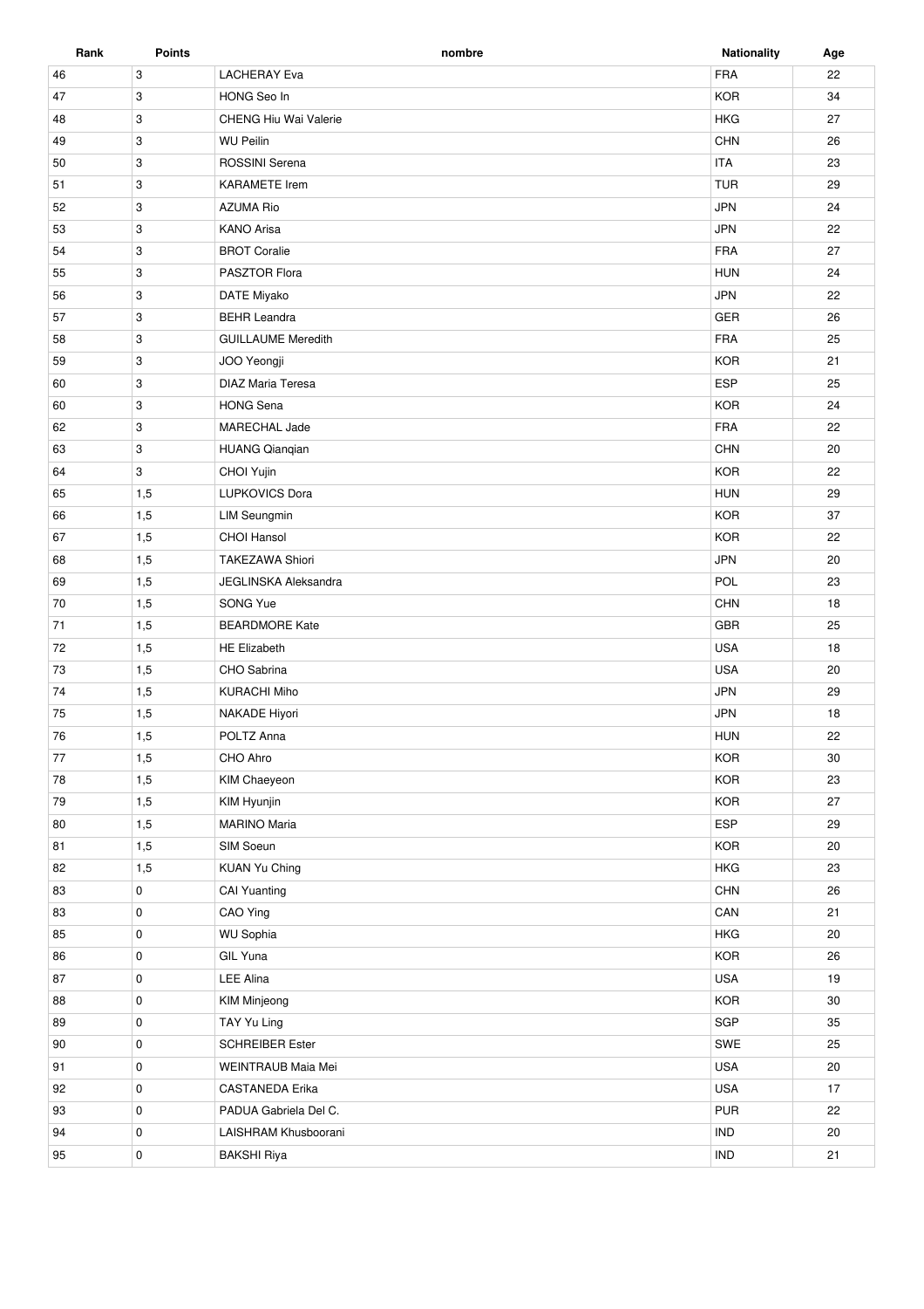| Rank | Points | nombre | Nationality | Age |
| --- | --- | --- | --- | --- |
| 46 | 3 | LACHERAY Eva | FRA | 22 |
| 47 | 3 | HONG Seo In | KOR | 34 |
| 48 | 3 | CHENG Hiu Wai Valerie | HKG | 27 |
| 49 | 3 | WU Peilin | CHN | 26 |
| 50 | 3 | ROSSINI Serena | ITA | 23 |
| 51 | 3 | KARAMETE Irem | TUR | 29 |
| 52 | 3 | AZUMA Rio | JPN | 24 |
| 53 | 3 | KANO Arisa | JPN | 22 |
| 54 | 3 | BROT Coralie | FRA | 27 |
| 55 | 3 | PASZTOR Flora | HUN | 24 |
| 56 | 3 | DATE Miyako | JPN | 22 |
| 57 | 3 | BEHR Leandra | GER | 26 |
| 58 | 3 | GUILLAUME Meredith | FRA | 25 |
| 59 | 3 | JOO Yeongji | KOR | 21 |
| 60 | 3 | DIAZ Maria Teresa | ESP | 25 |
| 60 | 3 | HONG Sena | KOR | 24 |
| 62 | 3 | MARECHAL Jade | FRA | 22 |
| 63 | 3 | HUANG Qianqian | CHN | 20 |
| 64 | 3 | CHOI Yujin | KOR | 22 |
| 65 | 1,5 | LUPKOVICS Dora | HUN | 29 |
| 66 | 1,5 | LIM Seungmin | KOR | 37 |
| 67 | 1,5 | CHOI Hansol | KOR | 22 |
| 68 | 1,5 | TAKEZAWA Shiori | JPN | 20 |
| 69 | 1,5 | JEGLINSKA Aleksandra | POL | 23 |
| 70 | 1,5 | SONG Yue | CHN | 18 |
| 71 | 1,5 | BEARDMORE Kate | GBR | 25 |
| 72 | 1,5 | HE Elizabeth | USA | 18 |
| 73 | 1,5 | CHO Sabrina | USA | 20 |
| 74 | 1,5 | KURACHI Miho | JPN | 29 |
| 75 | 1,5 | NAKADE Hiyori | JPN | 18 |
| 76 | 1,5 | POLTZ Anna | HUN | 22 |
| 77 | 1,5 | CHO Ahro | KOR | 30 |
| 78 | 1,5 | KIM Chaeyeon | KOR | 23 |
| 79 | 1,5 | KIM Hyunjin | KOR | 27 |
| 80 | 1,5 | MARINO Maria | ESP | 29 |
| 81 | 1,5 | SIM Soeun | KOR | 20 |
| 82 | 1,5 | KUAN Yu Ching | HKG | 23 |
| 83 | 0 | CAI Yuanting | CHN | 26 |
| 83 | 0 | CAO Ying | CAN | 21 |
| 85 | 0 | WU Sophia | HKG | 20 |
| 86 | 0 | GIL Yuna | KOR | 26 |
| 87 | 0 | LEE Alina | USA | 19 |
| 88 | 0 | KIM Minjeong | KOR | 30 |
| 89 | 0 | TAY Yu Ling | SGP | 35 |
| 90 | 0 | SCHREIBER Ester | SWE | 25 |
| 91 | 0 | WEINTRAUB Maia Mei | USA | 20 |
| 92 | 0 | CASTANEDA Erika | USA | 17 |
| 93 | 0 | PADUA Gabriela Del C. | PUR | 22 |
| 94 | 0 | LAISHRAM Khusboorani | IND | 20 |
| 95 | 0 | BAKSHI Riya | IND | 21 |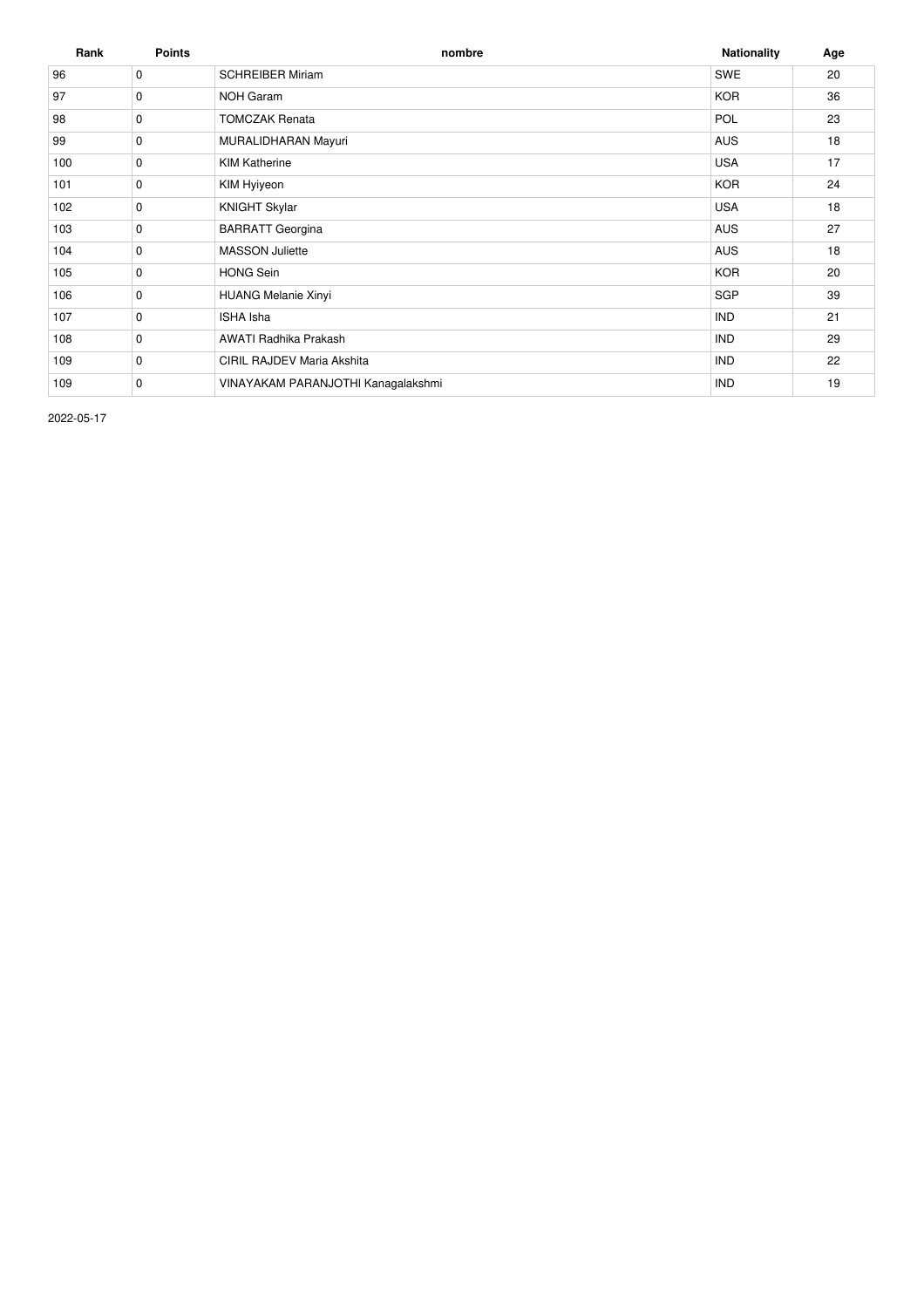| Rank | Points | nombre | Nationality | Age |
|---|---|---|---|---|
| 96 | 0 | SCHREIBER Miriam | SWE | 20 |
| 97 | 0 | NOH Garam | KOR | 36 |
| 98 | 0 | TOMCZAK Renata | POL | 23 |
| 99 | 0 | MURALIDHARAN Mayuri | AUS | 18 |
| 100 | 0 | KIM Katherine | USA | 17 |
| 101 | 0 | KIM Hyiyeon | KOR | 24 |
| 102 | 0 | KNIGHT Skylar | USA | 18 |
| 103 | 0 | BARRATT Georgina | AUS | 27 |
| 104 | 0 | MASSON Juliette | AUS | 18 |
| 105 | 0 | HONG Sein | KOR | 20 |
| 106 | 0 | HUANG Melanie Xinyi | SGP | 39 |
| 107 | 0 | ISHA Isha | IND | 21 |
| 108 | 0 | AWATI Radhika Prakash | IND | 29 |
| 109 | 0 | CIRIL RAJDEV Maria Akshita | IND | 22 |
| 109 | 0 | VINAYAKAM PARANJOTHI Kanagalakshmi | IND | 19 |

2022-05-17